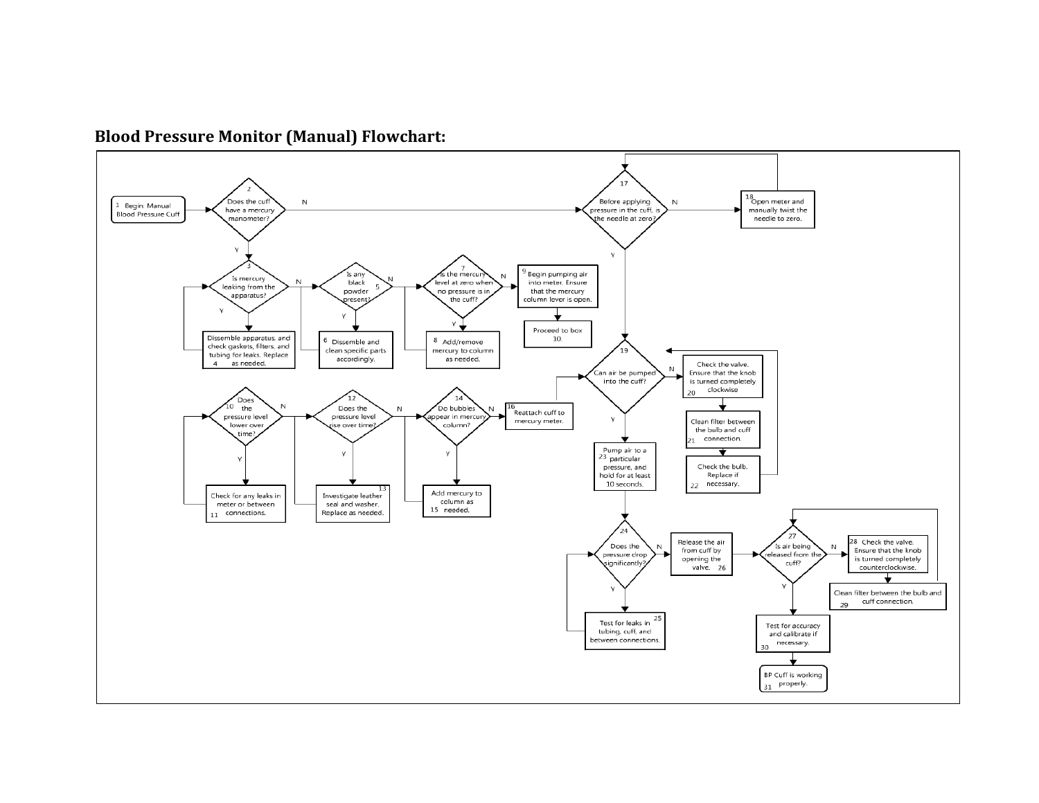## Blood Pressure Monitor (Manual) Flowchart:

1 Begin: Manual Blood Pressure Cuff

2 Does the cuff have a mercury manometer?

N

Y

3 Is mercury leaking from the apparatus?

N

Y

4 Dissemble apparatus and check gaskets, filters, and tubing for leaks. Replace as needed.

5 Is any black powder present?

N

Y

6 Dissemble and clean specific parts accordingly.

7 Is the mercury level at zero when no pressure is in the cuff?

N

Y

8 Add/remove mercury to column as needed.

9 Begin pumping air into meter. Ensure that the mercury column lever is open.

Proceed to box 10.

10 Does the pressure level lower over time?

N

Y

11 Check for any leaks in meter or between connections.

12 Does the pressure level rise over time?

N

Y

13 Investigate leather seal and washer. Replace as needed.

14 Do bubbles appear in mercury column?

N

Y

15 Add mercury to column as needed.

16 Reattach cuff to mercury meter.

17 Before applying pressure in the cuff, is the needle at zero?

N

Y

18 Open meter and manually twist the needle to zero.

19 Can air be pumped into the cuff?

N

Y

20 Check the valve. Ensure that the knob is turned completely clockwise

21 Clean filter between the bulb and cuff connection.

22 Check the bulb. Replace if necessary.

23 Pump air to a particular pressure, and hold for at least 10 seconds.

24 Does the pressure drop significantly?

N

Y

25 Test for leaks in tubing, cuff, and between connections.

26 Release the air from cuff by opening the valve.

27 Is air being released from the cuff?

N

Y

28 Check the valve. Ensure that the knob is turned completely counterclockwise.

29 Clean filter between the bulb and cuff connection.

30 Test for accuracy and calibrate if necessary.

31 BP Cuff is working properly.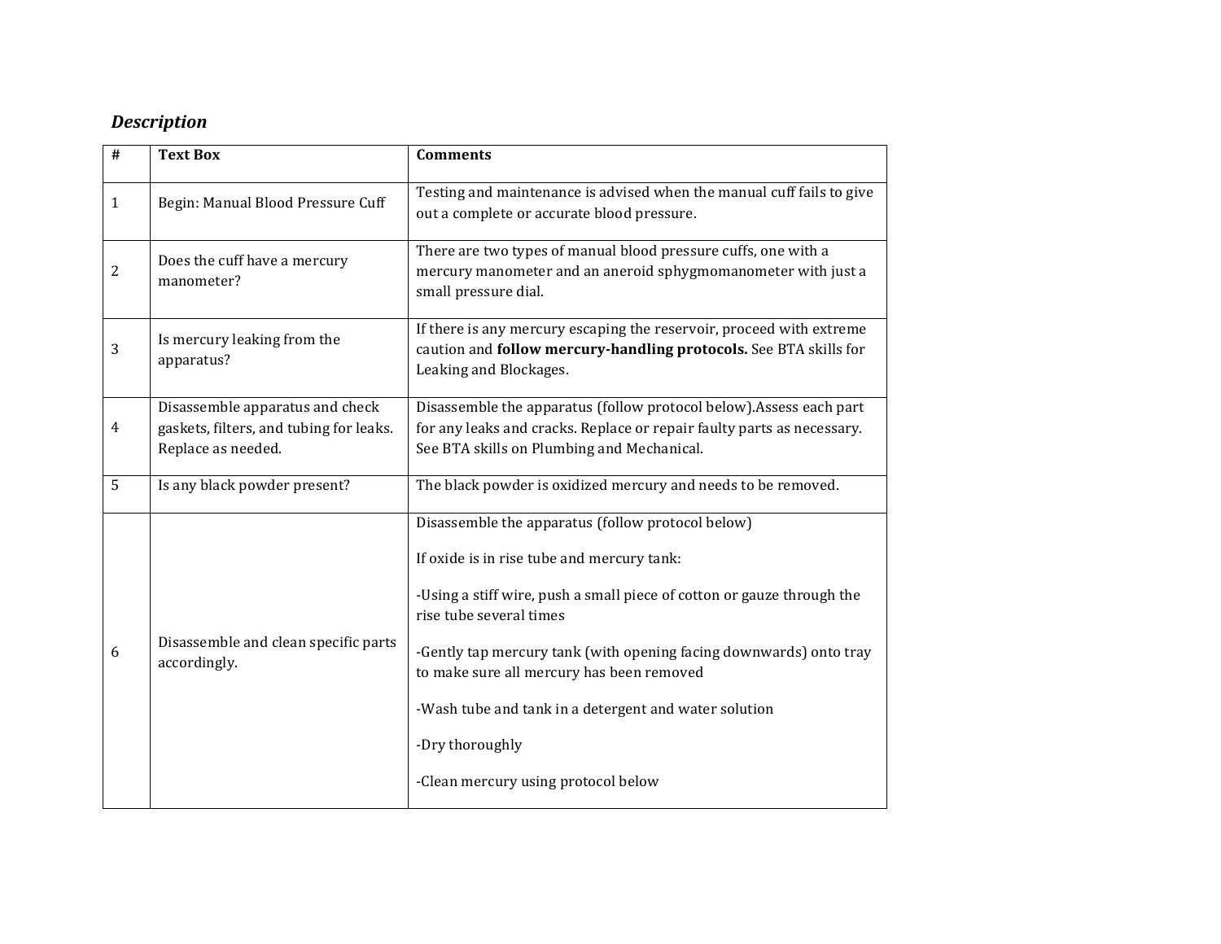***Description***

| # | Text Box | Comments |
|---|---|---|
| 1 | Begin: Manual Blood Pressure Cuff | Testing and maintenance is advised when the manual cuff fails to give out a complete or accurate blood pressure. |
| 2 | Does the cuff have a mercury manometer? | There are two types of manual blood pressure cuffs, one with a mercury manometer and an aneroid sphygmomanometer with just a small pressure dial. |
| 3 | Is mercury leaking from the apparatus? | If there is any mercury escaping the reservoir, proceed with extreme caution and **follow mercury-handling protocols.** See BTA skills for Leaking and Blockages. |
| 4 | Disassemble apparatus and check gaskets, filters, and tubing for leaks. Replace as needed. | Disassemble the apparatus (follow protocol below).Assess each part for any leaks and cracks. Replace or repair faulty parts as necessary. See BTA skills on Plumbing and Mechanical. |
| 5 | Is any black powder present? | The black powder is oxidized mercury and needs to be removed. |
| 6 | Disassemble and clean specific parts accordingly. | Disassemble the apparatus (follow protocol below)<br><br>If oxide is in rise tube and mercury tank:<br><br>-Using a stiff wire, push a small piece of cotton or gauze through the rise tube several times<br><br>-Gently tap mercury tank (with opening facing downwards) onto tray to make sure all mercury has been removed<br><br>-Wash tube and tank in a detergent and water solution<br><br>-Dry thoroughly<br><br>-Clean mercury using protocol below |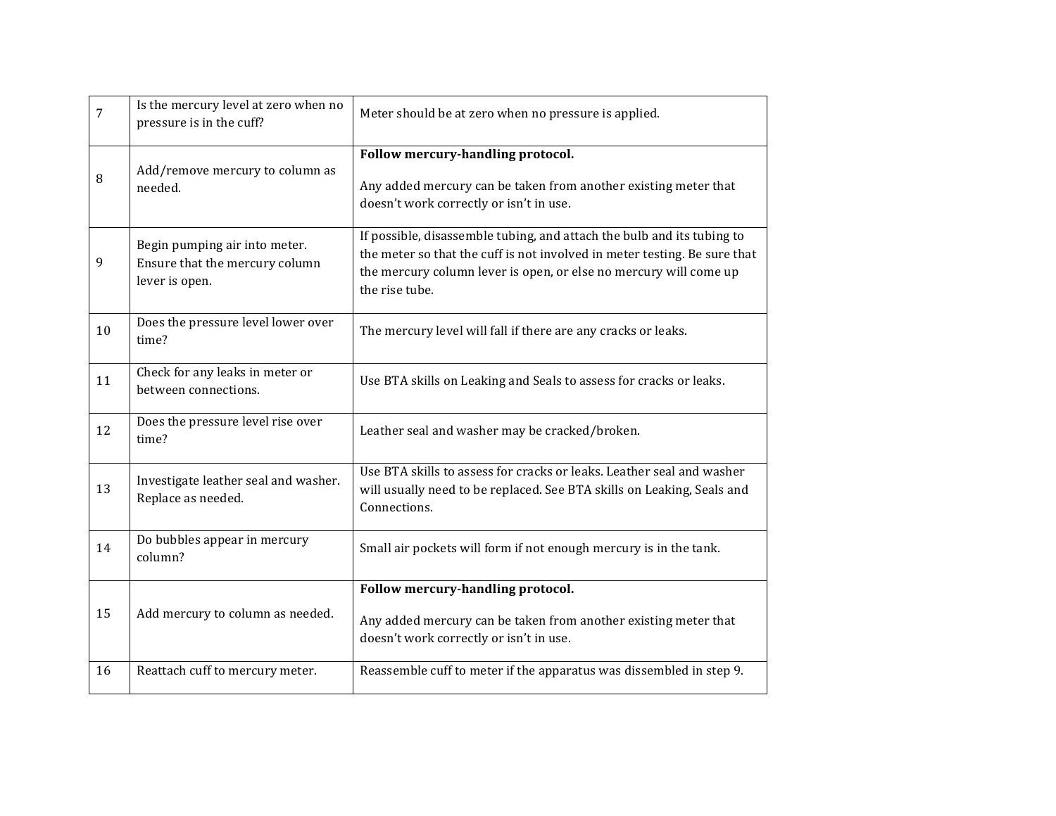| | | |
|---|---|---|
| 7 | Is the mercury level at zero when no pressure is in the cuff? | Meter should be at zero when no pressure is applied. |
| 8 | Add/remove mercury to column as needed. | **Follow mercury-handling protocol.**<br><br>Any added mercury can be taken from another existing meter that doesn't work correctly or isn't in use. |
| 9 | Begin pumping air into meter. Ensure that the mercury column lever is open. | If possible, disassemble tubing, and attach the bulb and its tubing to the meter so that the cuff is not involved in meter testing. Be sure that the mercury column lever is open, or else no mercury will come up the rise tube. |
| 10 | Does the pressure level lower over time? | The mercury level will fall if there are any cracks or leaks. |
| 11 | Check for any leaks in meter or between connections. | Use BTA skills on Leaking and Seals to assess for cracks or leaks. |
| 12 | Does the pressure level rise over time? | Leather seal and washer may be cracked/broken. |
| 13 | Investigate leather seal and washer. Replace as needed. | Use BTA skills to assess for cracks or leaks. Leather seal and washer will usually need to be replaced. See BTA skills on Leaking, Seals and Connections. |
| 14 | Do bubbles appear in mercury column? | Small air pockets will form if not enough mercury is in the tank. |
| 15 | Add mercury to column as needed. | **Follow mercury-handling protocol.**<br><br>Any added mercury can be taken from another existing meter that doesn't work correctly or isn't in use. |
| 16 | Reattach cuff to mercury meter. | Reassemble cuff to meter if the apparatus was dissembled in step 9. |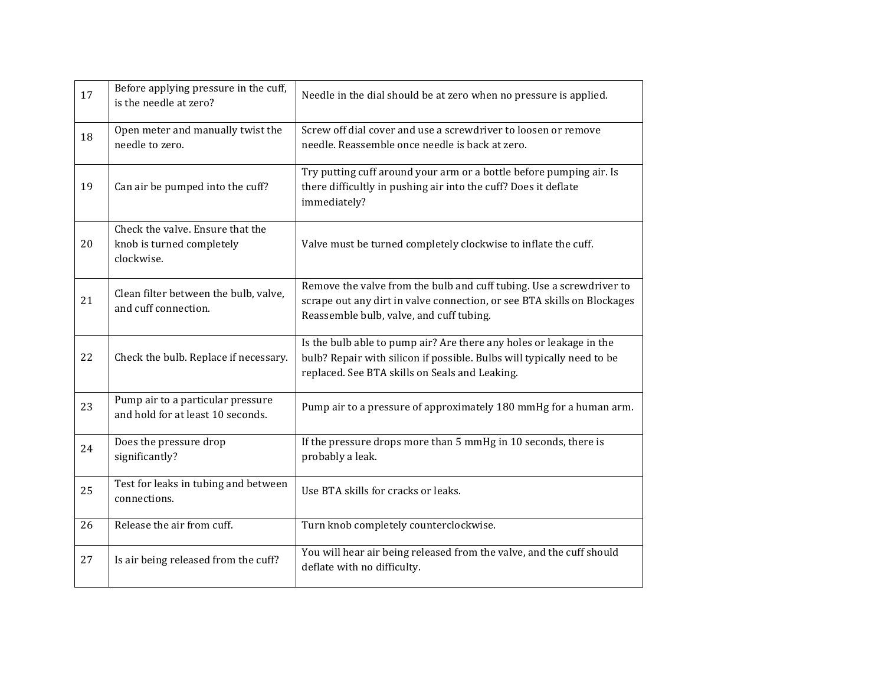| | | |
|---|---|---|
| 17 | Before applying pressure in the cuff, is the needle at zero? | Needle in the dial should be at zero when no pressure is applied. |
| 18 | Open meter and manually twist the needle to zero. | Screw off dial cover and use a screwdriver to loosen or remove needle. Reassemble once needle is back at zero. |
| 19 | Can air be pumped into the cuff? | Try putting cuff around your arm or a bottle before pumping air. Is there difficultly in pushing air into the cuff? Does it deflate immediately? |
| 20 | Check the valve. Ensure that the knob is turned completely clockwise. | Valve must be turned completely clockwise to inflate the cuff. |
| 21 | Clean filter between the bulb, valve, and cuff connection. | Remove the valve from the bulb and cuff tubing. Use a screwdriver to scrape out any dirt in valve connection, or see BTA skills on Blockages Reassemble bulb, valve, and cuff tubing. |
| 22 | Check the bulb. Replace if necessary. | Is the bulb able to pump air? Are there any holes or leakage in the bulb? Repair with silicon if possible. Bulbs will typically need to be replaced. See BTA skills on Seals and Leaking. |
| 23 | Pump air to a particular pressure and hold for at least 10 seconds. | Pump air to a pressure of approximately 180 mmHg for a human arm. |
| 24 | Does the pressure drop significantly? | If the pressure drops more than 5 mmHg in 10 seconds, there is probably a leak. |
| 25 | Test for leaks in tubing and between connections. | Use BTA skills for cracks or leaks. |
| 26 | Release the air from cuff. | Turn knob completely counterclockwise. |
| 27 | Is air being released from the cuff? | You will hear air being released from the valve, and the cuff should deflate with no difficulty. |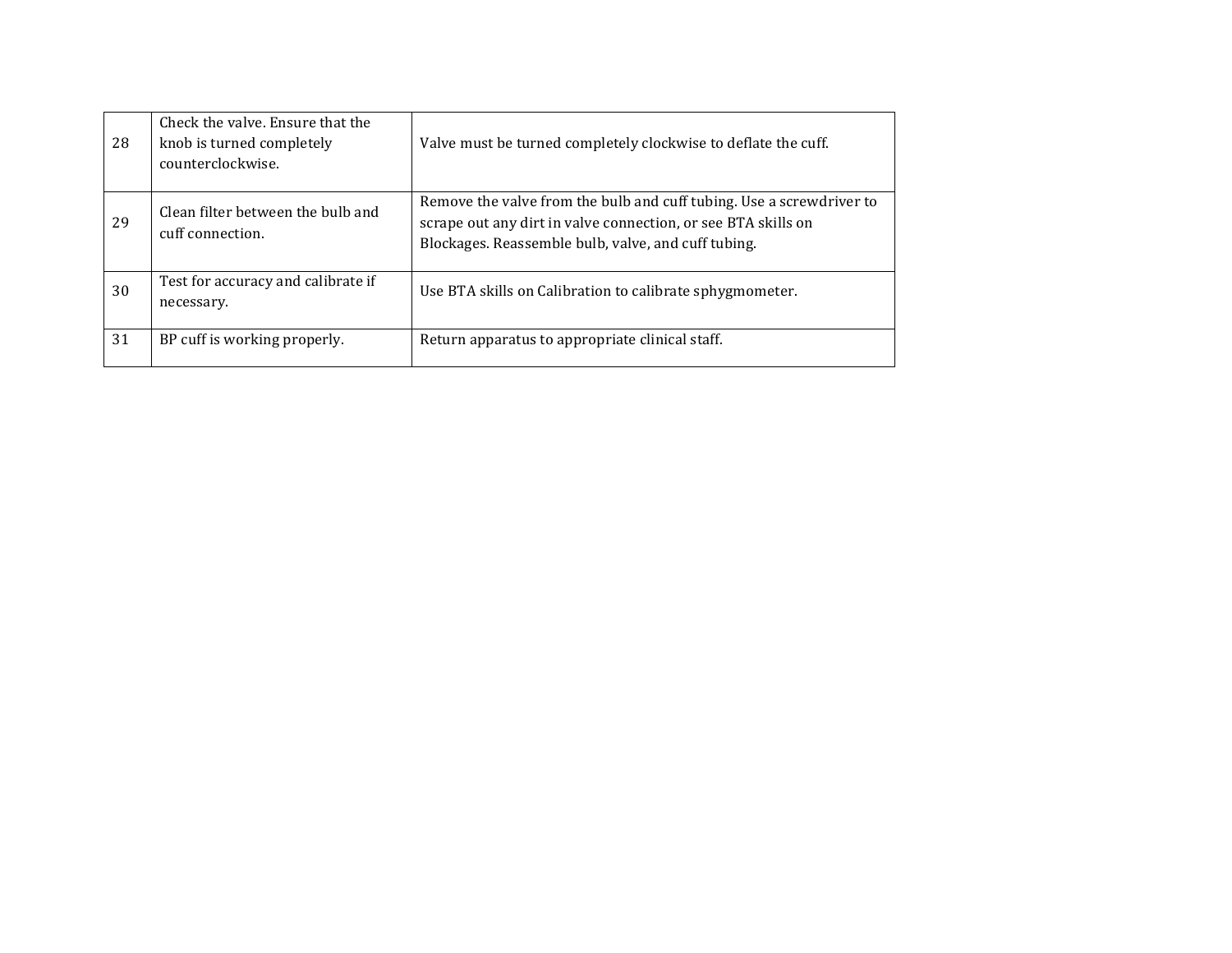| | | |
|---|---|---|
| 28 | Check the valve. Ensure that the knob is turned completely counterclockwise. | Valve must be turned completely clockwise to deflate the cuff. |
| 29 | Clean filter between the bulb and cuff connection. | Remove the valve from the bulb and cuff tubing. Use a screwdriver to scrape out any dirt in valve connection, or see BTA skills on Blockages. Reassemble bulb, valve, and cuff tubing. |
| 30 | Test for accuracy and calibrate if necessary. | Use BTA skills on Calibration to calibrate sphygmometer. |
| 31 | BP cuff is working properly. | Return apparatus to appropriate clinical staff. |